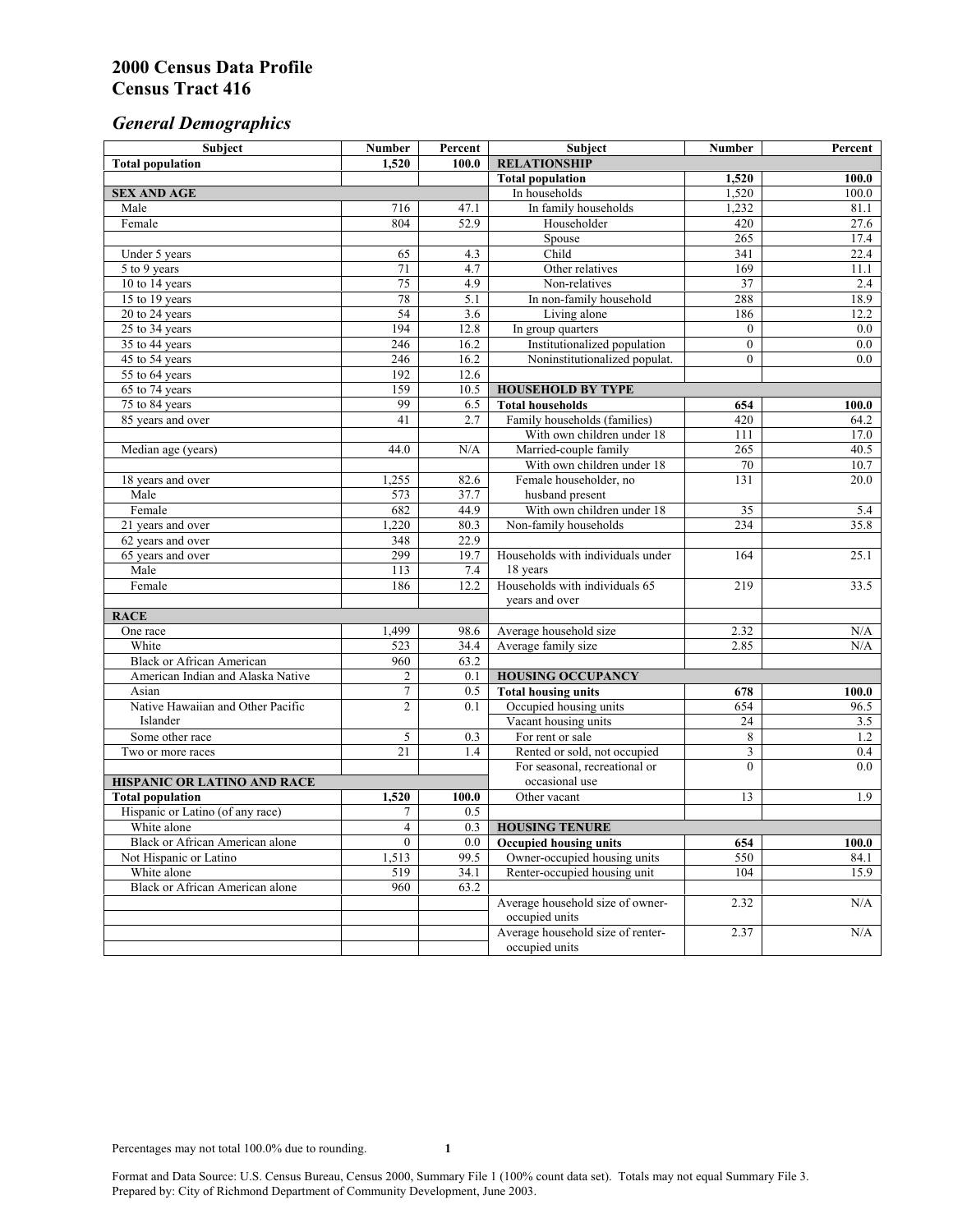# 2000 Census Data Profile
# Census Tract 416

## *General Demographics*

| Subject | Number | Percent | Subject | Number | Percent |
|---|---|---|---|---|---|
| **Total population** | **1,520** | **100.0** | **RELATIONSHIP** | | |
| | | | **Total population** | **1,520** | **100.0** |
| **SEX AND AGE** | | | In households | 1,520 | 100.0 |
| Male | 716 | 47.1 | In family households | 1,232 | 81.1 |
| Female | 804 | 52.9 | Householder | 420 | 27.6 |
| | | | Spouse | 265 | 17.4 |
| Under 5 years | 65 | 4.3 | Child | 341 | 22.4 |
| 5 to 9 years | 71 | 4.7 | Other relatives | 169 | 11.1 |
| 10 to 14 years | 75 | 4.9 | Non-relatives | 37 | 2.4 |
| 15 to 19 years | 78 | 5.1 | In non-family household | 288 | 18.9 |
| 20 to 24 years | 54 | 3.6 | Living alone | 186 | 12.2 |
| 25 to 34 years | 194 | 12.8 | In group quarters | 0 | 0.0 |
| 35 to 44 years | 246 | 16.2 | Institutionalized population | 0 | 0.0 |
| 45 to 54 years | 246 | 16.2 | Noninstitutionalized populat. | 0 | 0.0 |
| 55 to 64 years | 192 | 12.6 | | | |
| 65 to 74 years | 159 | 10.5 | **HOUSEHOLD BY TYPE** | | |
| 75 to 84 years | 99 | 6.5 | **Total households** | **654** | **100.0** |
| 85 years and over | 41 | 2.7 | Family households (families) | 420 | 64.2 |
| | | | With own children under 18 | 111 | 17.0 |
| Median age (years) | 44.0 | N/A | Married-couple family | 265 | 40.5 |
| | | | With own children under 18 | 70 | 10.7 |
| 18 years and over | 1,255 | 82.6 | Female householder, no husband present | 131 | 20.0 |
| Male | 573 | 37.7 | | | |
| Female | 682 | 44.9 | With own children under 18 | 35 | 5.4 |
| 21 years and over | 1,220 | 80.3 | Non-family households | 234 | 35.8 |
| 62 years and over | 348 | 22.9 | | | |
| 65 years and over | 299 | 19.7 | Households with individuals under 18 years | 164 | 25.1 |
| Male | 113 | 7.4 | | | |
| Female | 186 | 12.2 | Households with individuals 65 years and over | 219 | 33.5 |
| **RACE** | | | | | |
| One race | 1,499 | 98.6 | Average household size | 2.32 | N/A |
| White | 523 | 34.4 | Average family size | 2.85 | N/A |
| Black or African American | 960 | 63.2 | | | |
| American Indian and Alaska Native | 2 | 0.1 | **HOUSING OCCUPANCY** | | |
| Asian | 7 | 0.5 | **Total housing units** | **678** | **100.0** |
| Native Hawaiian and Other Pacific Islander | 2 | 0.1 | Occupied housing units | 654 | 96.5 |
| | | | Vacant housing units | 24 | 3.5 |
| Some other race | 5 | 0.3 | For rent or sale | 8 | 1.2 |
| Two or more races | 21 | 1.4 | Rented or sold, not occupied | 3 | 0.4 |
| | | | For seasonal, recreational or occasional use | 0 | 0.0 |
| **HISPANIC OR LATINO AND RACE** | | | | | |
| **Total population** | **1,520** | **100.0** | Other vacant | 13 | 1.9 |
| Hispanic or Latino (of any race) | 7 | 0.5 | | | |
| White alone | 4 | 0.3 | **HOUSING TENURE** | | |
| Black or African American alone | 0 | 0.0 | **Occupied housing units** | **654** | **100.0** |
| Not Hispanic or Latino | 1,513 | 99.5 | Owner-occupied housing units | 550 | 84.1 |
| White alone | 519 | 34.1 | Renter-occupied housing unit | 104 | 15.9 |
| Black or African American alone | 960 | 63.2 | | | |
| | | | Average household size of owner-occupied units | 2.32 | N/A |
| | | | Average household size of renter-occupied units | 2.37 | N/A |

Percentages may not total 100.0% due to rounding.

Format and Data Source: U.S. Census Bureau, Census 2000, Summary File 1 (100% count data set). Totals may not equal Summary File 3.
Prepared by: City of Richmond Department of Community Development, June 2003.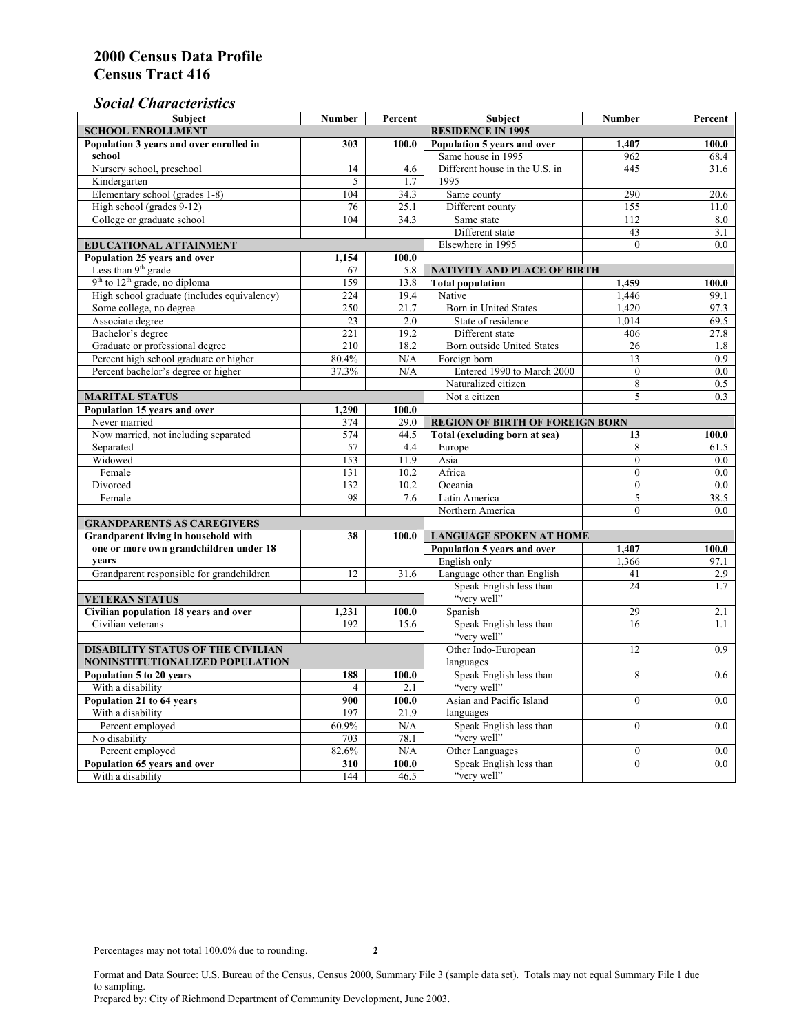# 2000 Census Data Profile
# Census Tract 416

## *Social Characteristics*

| Subject | Number | Percent | Subject | Number | Percent |
|---|---|---|---|---|---|
| **SCHOOL ENROLLMENT** | | | **RESIDENCE IN 1995** | | |
| **Population 3 years and over enrolled in school** | **303** | **100.0** | **Population 5 years and over** | **1,407** | **100.0** |
| Nursery school, preschool | 14 | 4.6 | Same house in 1995 | 962 | 68.4 |
| Kindergarten | 5 | 1.7 | Different house in the U.S. in 1995 | 445 | 31.6 |
| Elementary school (grades 1-8) | 104 | 34.3 | Same county | 290 | 20.6 |
| High school (grades 9-12) | 76 | 25.1 | Different county | 155 | 11.0 |
| College or graduate school | 104 | 34.3 | Same state | 112 | 8.0 |
| | | | Different state | 43 | 3.1 |
| **EDUCATIONAL ATTAINMENT** | | | Elsewhere in 1995 | 0 | 0.0 |
| **Population 25 years and over** | **1,154** | **100.0** | | | |
| Less than 9th grade | 67 | 5.8 | **NATIVITY AND PLACE OF BIRTH** | | |
| 9th to 12th grade, no diploma | 159 | 13.8 | **Total population** | **1,459** | **100.0** |
| High school graduate (includes equivalency) | 224 | 19.4 | Native | 1,446 | 99.1 |
| Some college, no degree | 250 | 21.7 | Born in United States | 1,420 | 97.3 |
| Associate degree | 23 | 2.0 | State of residence | 1,014 | 69.5 |
| Bachelor's degree | 221 | 19.2 | Different state | 406 | 27.8 |
| Graduate or professional degree | 210 | 18.2 | Born outside United States | 26 | 1.8 |
| Percent high school graduate or higher | 80.4% | N/A | Foreign born | 13 | 0.9 |
| Percent bachelor's degree or higher | 37.3% | N/A | Entered 1990 to March 2000 | 0 | 0.0 |
| | | | Naturalized citizen | 8 | 0.5 |
| **MARITAL STATUS** | | | Not a citizen | 5 | 0.3 |
| **Population 15 years and over** | **1,290** | **100.0** | | | |
| Never married | 374 | 29.0 | **REGION OF BIRTH OF FOREIGN BORN** | | |
| Now married, not including separated | 574 | 44.5 | **Total (excluding born at sea)** | **13** | **100.0** |
| Separated | 57 | 4.4 | Europe | 8 | 61.5 |
| Widowed | 153 | 11.9 | Asia | 0 | 0.0 |
| Female | 131 | 10.2 | Africa | 0 | 0.0 |
| Divorced | 132 | 10.2 | Oceania | 0 | 0.0 |
| Female | 98 | 7.6 | Latin America | 5 | 38.5 |
| | | | Northern America | 0 | 0.0 |
| **GRANDPARENTS AS CAREGIVERS** | | | | | |
| **Grandparent living in household with one or more own grandchildren under 18 years** | **38** | **100.0** | **LANGUAGE SPOKEN AT HOME** | | |
| | | | **Population 5 years and over** | **1,407** | **100.0** |
| | | | English only | 1,366 | 97.1 |
| Grandparent responsible for grandchildren | 12 | 31.6 | Language other than English | 41 | 2.9 |
| | | | Speak English less than "very well" | 24 | 1.7 |
| **VETERAN STATUS** | | | | | |
| **Civilian population 18 years and over** | **1,231** | **100.0** | Spanish | 29 | 2.1 |
| Civilian veterans | 192 | 15.6 | Speak English less than "very well" | 16 | 1.1 |
| **DISABILITY STATUS OF THE CIVILIAN NONINSTITUTIONALIZED POPULATION** | | | Other Indo-European languages | 12 | 0.9 |
| **Population 5 to 20 years** | **188** | **100.0** | Speak English less than "very well" | 8 | 0.6 |
| With a disability | 4 | 2.1 | | | |
| **Population 21 to 64 years** | **900** | **100.0** | Asian and Pacific Island languages | 0 | 0.0 |
| With a disability | 197 | 21.9 | | | |
| Percent employed | 60.9% | N/A | Speak English less than "very well" | 0 | 0.0 |
| No disability | 703 | 78.1 | | | |
| Percent employed | 82.6% | N/A | Other Languages | 0 | 0.0 |
| **Population 65 years and over** | **310** | **100.0** | Speak English less than "very well" | 0 | 0.0 |
| With a disability | 144 | 46.5 | | | |

Percentages may not total 100.0% due to rounding.

Format and Data Source: U.S. Bureau of the Census, Census 2000, Summary File 3 (sample data set). Totals may not equal Summary File 1 due to sampling.
Prepared by: City of Richmond Department of Community Development, June 2003.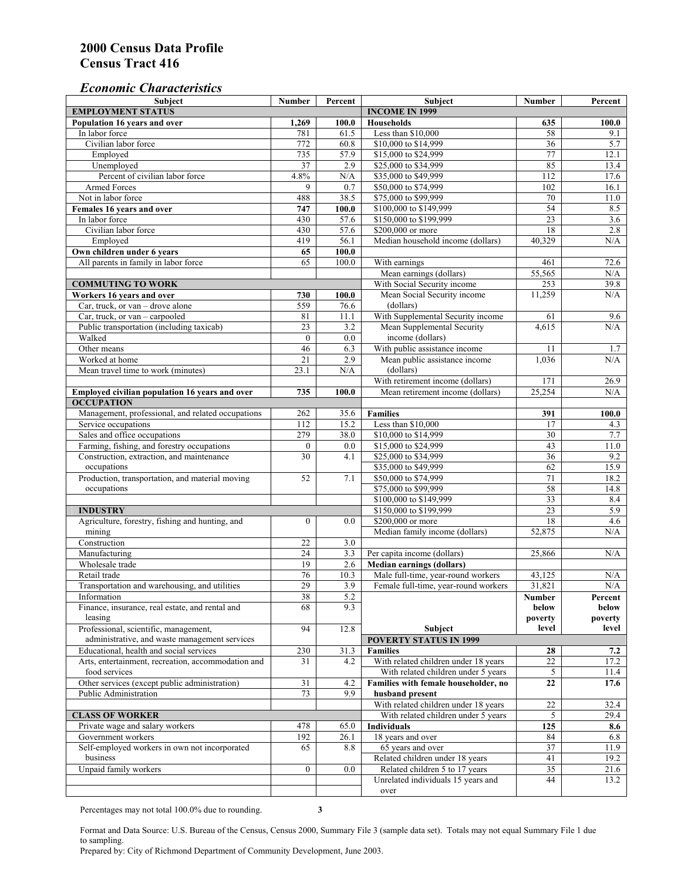# 2000 Census Data Profile
# Census Tract 416

## *Economic Characteristics*

| Subject | Number | Percent |
|---|---|---|
| **EMPLOYMENT STATUS** | | |
| **Population 16 years and over** | **1,269** | **100.0** |
| In labor force | 781 | 61.5 |
| Civilian labor force | 772 | 60.8 |
| Employed | 735 | 57.9 |
| Unemployed | 37 | 2.9 |
| Percent of civilian labor force | 4.8% | N/A |
| Armed Forces | 9 | 0.7 |
| Not in labor force | 488 | 38.5 |
| **Females 16 years and over** | **747** | **100.0** |
| In labor force | 430 | 57.6 |
| Civilian labor force | 430 | 57.6 |
| Employed | 419 | 56.1 |
| **Own children under 6 years** | **65** | **100.0** |
| All parents in family in labor force | 65 | 100.0 |
| **COMMUTING TO WORK** | | |
| **Workers 16 years and over** | **730** | **100.0** |
| Car, truck, or van – drove alone | 559 | 76.6 |
| Car, truck, or van – carpooled | 81 | 11.1 |
| Public transportation (including taxicab) | 23 | 3.2 |
| Walked | 0 | 0.0 |
| Other means | 46 | 6.3 |
| Worked at home | 21 | 2.9 |
| Mean travel time to work (minutes) | 23.1 | N/A |
| **Employed civilian population 16 years and over** | **735** | **100.0** |
| **OCCUPATION** | | |
| Management, professional, and related occupations | 262 | 35.6 |
| Service occupations | 112 | 15.2 |
| Sales and office occupations | 279 | 38.0 |
| Farming, fishing, and forestry occupations | 0 | 0.0 |
| Construction, extraction, and maintenance occupations | 30 | 4.1 |
| Production, transportation, and material moving occupations | 52 | 7.1 |
| **INDUSTRY** | | |
| Agriculture, forestry, fishing and hunting, and mining | 0 | 0.0 |
| Construction | 22 | 3.0 |
| Manufacturing | 24 | 3.3 |
| Wholesale trade | 19 | 2.6 |
| Retail trade | 76 | 10.3 |
| Transportation and warehousing, and utilities | 29 | 3.9 |
| Information | 38 | 5.2 |
| Finance, insurance, real estate, and rental and leasing | 68 | 9.3 |
| Professional, scientific, management, administrative, and waste management services | 94 | 12.8 |
| Educational, health and social services | 230 | 31.3 |
| Arts, entertainment, recreation, accommodation and food services | 31 | 4.2 |
| Other services (except public administration) | 31 | 4.2 |
| Public Administration | 73 | 9.9 |
| **CLASS OF WORKER** | | |
| Private wage and salary workers | 478 | 65.0 |
| Government workers | 192 | 26.1 |
| Self-employed workers in own not incorporated business | 65 | 8.8 |
| Unpaid family workers | 0 | 0.0 |

| Subject | Number | Percent |
|---|---|---|
| **INCOME IN 1999** | | |
| **Households** | **635** | **100.0** |
| Less than $10,000 | 58 | 9.1 |
| $10,000 to $14,999 | 36 | 5.7 |
| $15,000 to $24,999 | 77 | 12.1 |
| $25,000 to $34,999 | 85 | 13.4 |
| $35,000 to $49,999 | 112 | 17.6 |
| $50,000 to $74,999 | 102 | 16.1 |
| $75,000 to $99,999 | 70 | 11.0 |
| $100,000 to $149,999 | 54 | 8.5 |
| $150,000 to $199,999 | 23 | 3.6 |
| $200,000 or more | 18 | 2.8 |
| Median household income (dollars) | 40,329 | N/A |
| With earnings | 461 | 72.6 |
| Mean earnings (dollars) | 55,565 | N/A |
| With Social Security income | 253 | 39.8 |
| Mean Social Security income (dollars) | 11,259 | N/A |
| With Supplemental Security income | 61 | 9.6 |
| Mean Supplemental Security income (dollars) | 4,615 | N/A |
| With public assistance income | 11 | 1.7 |
| Mean public assistance income (dollars) | 1,036 | N/A |
| With retirement income (dollars) | 171 | 26.9 |
| Mean retirement income (dollars) | 25,254 | N/A |
| **Families** | **391** | **100.0** |
| Less than $10,000 | 17 | 4.3 |
| $10,000 to $14,999 | 30 | 7.7 |
| $15,000 to $24,999 | 43 | 11.0 |
| $25,000 to $34,999 | 36 | 9.2 |
| $35,000 to $49,999 | 62 | 15.9 |
| $50,000 to $74,999 | 71 | 18.2 |
| $75,000 to $99,999 | 58 | 14.8 |
| $100,000 to $149,999 | 33 | 8.4 |
| $150,000 to $199,999 | 23 | 5.9 |
| $200,000 or more | 18 | 4.6 |
| Median family income (dollars) | 52,875 | N/A |
| Per capita income (dollars) | 25,866 | N/A |
| **Median earnings (dollars)** | | |
| Male full-time, year-round workers | 43,125 | N/A |
| Female full-time, year-round workers | 31,821 | N/A |

| Subject | Number below poverty level | Percent below poverty level |
|---|---|---|
| **POVERTY STATUS IN 1999** | | |
| **Families** | **28** | **7.2** |
| With related children under 18 years | 22 | 17.2 |
| With related children under 5 years | 5 | 11.4 |
| **Families with female householder, no husband present** | **22** | **17.6** |
| With related children under 18 years | 22 | 32.4 |
| With related children under 5 years | 5 | 29.4 |
| **Individuals** | **125** | **8.6** |
| 18 years and over | 84 | 6.8 |
| 65 years and over | 37 | 11.9 |
| Related children under 18 years | 41 | 19.2 |
| Related children 5 to 17 years | 35 | 21.6 |
| Unrelated individuals 15 years and over | 44 | 13.2 |

Percentages may not total 100.0% due to rounding.

Format and Data Source: U.S. Bureau of the Census, Census 2000, Summary File 3 (sample data set). Totals may not equal Summary File 1 due to sampling.
Prepared by: City of Richmond Department of Community Development, June 2003.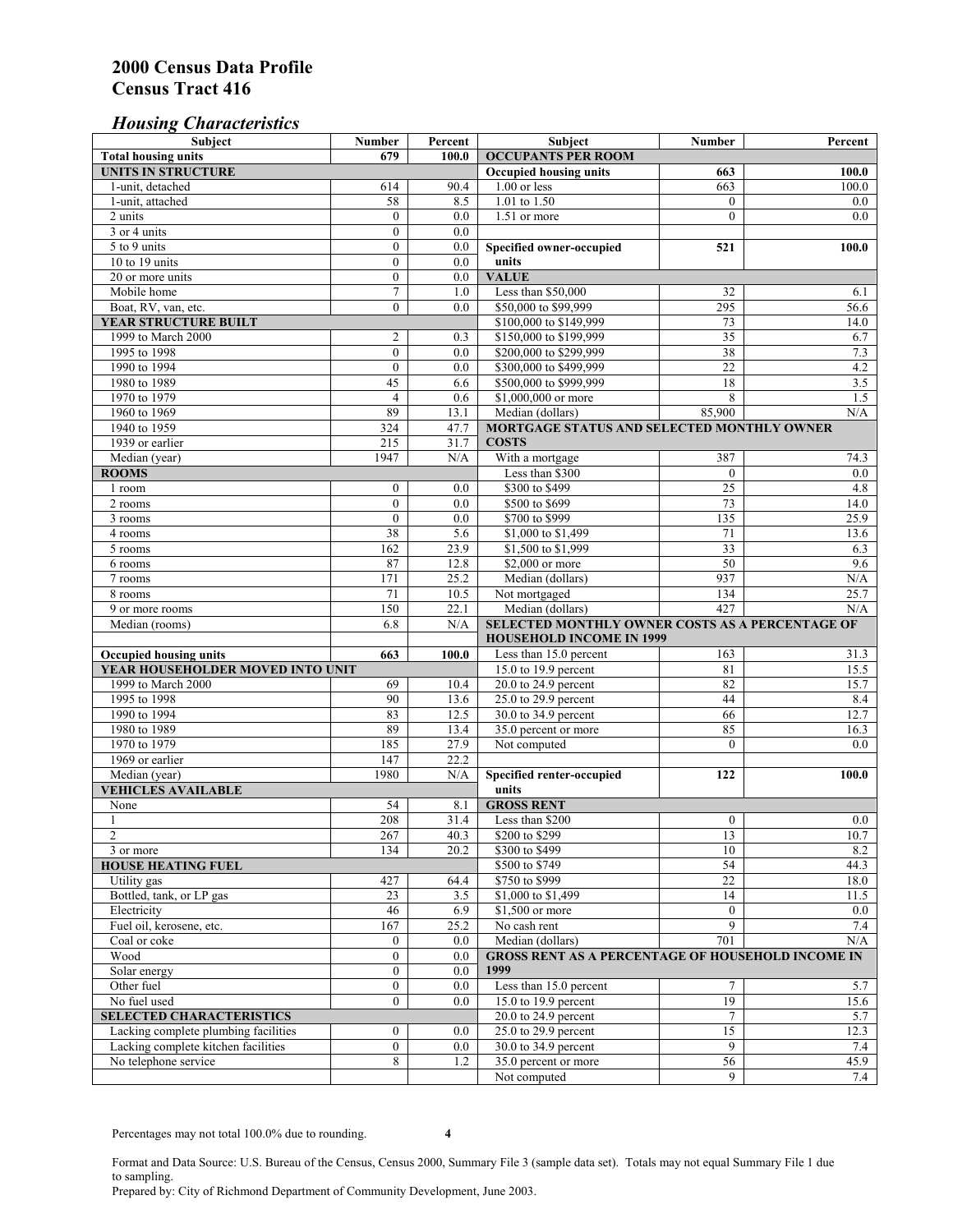# 2000 Census Data Profile
# Census Tract 416

## *Housing Characteristics*

| Subject | Number | Percent | Subject | Number | Percent |
|---|---|---|---|---|---|
| **Total housing units** | **679** | **100.0** | **OCCUPANTS PER ROOM** | | |
| **UNITS IN STRUCTURE** | | | **Occupied housing units** | **663** | **100.0** |
| 1-unit, detached | 614 | 90.4 | 1.00 or less | 663 | 100.0 |
| 1-unit, attached | 58 | 8.5 | 1.01 to 1.50 | 0 | 0.0 |
| 2 units | 0 | 0.0 | 1.51 or more | 0 | 0.0 |
| 3 or 4 units | 0 | 0.0 | | | |
| 5 to 9 units | 0 | 0.0 | **Specified owner-occupied units** | **521** | **100.0** |
| 10 to 19 units | 0 | 0.0 | | | |
| 20 or more units | 0 | 0.0 | **VALUE** | | |
| Mobile home | 7 | 1.0 | Less than $50,000 | 32 | 6.1 |
| Boat, RV, van, etc. | 0 | 0.0 | $50,000 to $99,999 | 295 | 56.6 |
| **YEAR STRUCTURE BUILT** | | | $100,000 to $149,999 | 73 | 14.0 |
| 1999 to March 2000 | 2 | 0.3 | $150,000 to $199,999 | 35 | 6.7 |
| 1995 to 1998 | 0 | 0.0 | $200,000 to $299,999 | 38 | 7.3 |
| 1990 to 1994 | 0 | 0.0 | $300,000 to $499,999 | 22 | 4.2 |
| 1980 to 1989 | 45 | 6.6 | $500,000 to $999,999 | 18 | 3.5 |
| 1970 to 1979 | 4 | 0.6 | $1,000,000 or more | 8 | 1.5 |
| 1960 to 1969 | 89 | 13.1 | Median (dollars) | 85,900 | N/A |
| 1940 to 1959 | 324 | 47.7 | **MORTGAGE STATUS AND SELECTED MONTHLY OWNER COSTS** | | |
| 1939 or earlier | 215 | 31.7 | | | |
| Median (year) | 1947 | N/A | With a mortgage | 387 | 74.3 |
| **ROOMS** | | | Less than $300 | 0 | 0.0 |
| 1 room | 0 | 0.0 | $300 to $499 | 25 | 4.8 |
| 2 rooms | 0 | 0.0 | $500 to $699 | 73 | 14.0 |
| 3 rooms | 0 | 0.0 | $700 to $999 | 135 | 25.9 |
| 4 rooms | 38 | 5.6 | $1,000 to $1,499 | 71 | 13.6 |
| 5 rooms | 162 | 23.9 | $1,500 to $1,999 | 33 | 6.3 |
| 6 rooms | 87 | 12.8 | $2,000 or more | 50 | 9.6 |
| 7 rooms | 171 | 25.2 | Median (dollars) | 937 | N/A |
| 8 rooms | 71 | 10.5 | Not mortgaged | 134 | 25.7 |
| 9 or more rooms | 150 | 22.1 | Median (dollars) | 427 | N/A |
| Median (rooms) | 6.8 | N/A | **SELECTED MONTHLY OWNER COSTS AS A PERCENTAGE OF HOUSEHOLD INCOME IN 1999** | | |
| **Occupied housing units** | **663** | **100.0** | Less than 15.0 percent | 163 | 31.3 |
| **YEAR HOUSEHOLDER MOVED INTO UNIT** | | | 15.0 to 19.9 percent | 81 | 15.5 |
| 1999 to March 2000 | 69 | 10.4 | 20.0 to 24.9 percent | 82 | 15.7 |
| 1995 to 1998 | 90 | 13.6 | 25.0 to 29.9 percent | 44 | 8.4 |
| 1990 to 1994 | 83 | 12.5 | 30.0 to 34.9 percent | 66 | 12.7 |
| 1980 to 1989 | 89 | 13.4 | 35.0 percent or more | 85 | 16.3 |
| 1970 to 1979 | 185 | 27.9 | Not computed | 0 | 0.0 |
| 1969 or earlier | 147 | 22.2 | | | |
| Median (year) | 1980 | N/A | **Specified renter-occupied units** | **122** | **100.0** |
| **VEHICLES AVAILABLE** | | | | | |
| None | 54 | 8.1 | **GROSS RENT** | | |
| 1 | 208 | 31.4 | Less than $200 | 0 | 0.0 |
| 2 | 267 | 40.3 | $200 to $299 | 13 | 10.7 |
| 3 or more | 134 | 20.2 | $300 to $499 | 10 | 8.2 |
| **HOUSE HEATING FUEL** | | | $500 to $749 | 54 | 44.3 |
| Utility gas | 427 | 64.4 | $750 to $999 | 22 | 18.0 |
| Bottled, tank, or LP gas | 23 | 3.5 | $1,000 to $1,499 | 14 | 11.5 |
| Electricity | 46 | 6.9 | $1,500 or more | 0 | 0.0 |
| Fuel oil, kerosene, etc. | 167 | 25.2 | No cash rent | 9 | 7.4 |
| Coal or coke | 0 | 0.0 | Median (dollars) | 701 | N/A |
| Wood | 0 | 0.0 | **GROSS RENT AS A PERCENTAGE OF HOUSEHOLD INCOME IN 1999** | | |
| Solar energy | 0 | 0.0 | | | |
| Other fuel | 0 | 0.0 | Less than 15.0 percent | 7 | 5.7 |
| No fuel used | 0 | 0.0 | 15.0 to 19.9 percent | 19 | 15.6 |
| **SELECTED CHARACTERISTICS** | | | 20.0 to 24.9 percent | 7 | 5.7 |
| Lacking complete plumbing facilities | 0 | 0.0 | 25.0 to 29.9 percent | 15 | 12.3 |
| Lacking complete kitchen facilities | 0 | 0.0 | 30.0 to 34.9 percent | 9 | 7.4 |
| No telephone service | 8 | 1.2 | 35.0 percent or more | 56 | 45.9 |
| | | | Not computed | 9 | 7.4 |

Percentages may not total 100.0% due to rounding.

Format and Data Source: U.S. Bureau of the Census, Census 2000, Summary File 3 (sample data set). Totals may not equal Summary File 1 due to sampling.
Prepared by: City of Richmond Department of Community Development, June 2003.